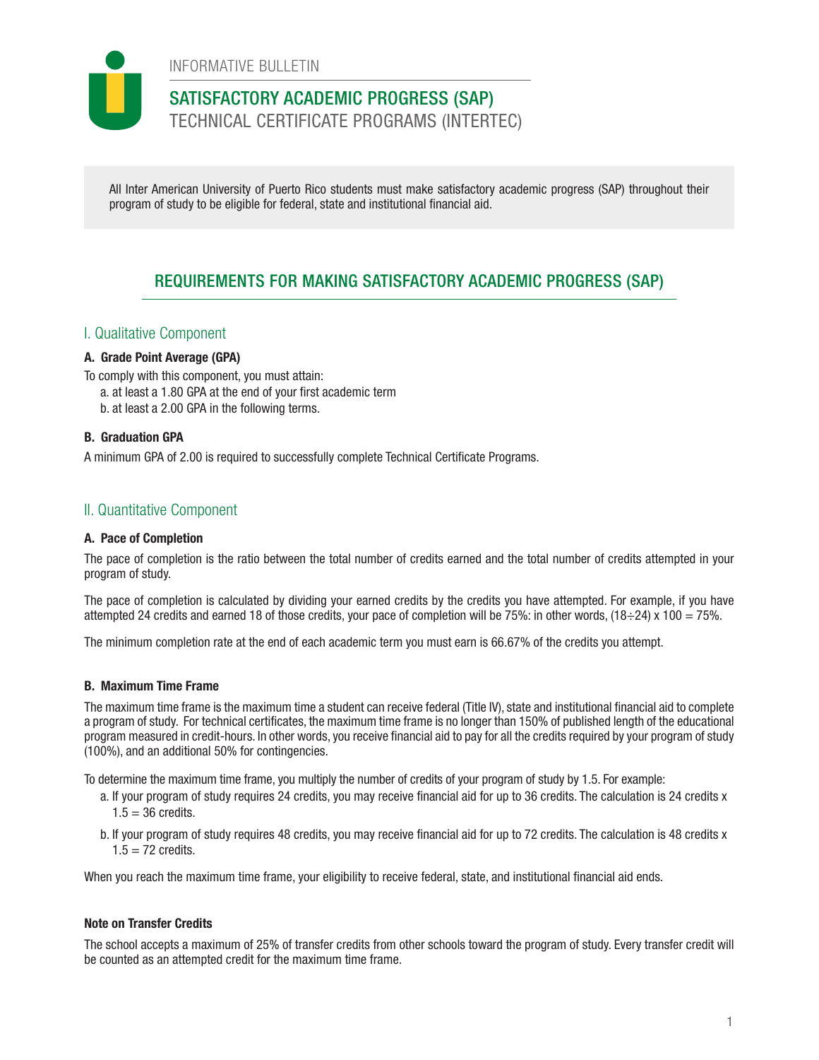INFORMATIVE BULLETIN

# SATISFACTORY ACADEMIC PROGRESS (SAP)
TECHNICAL CERTIFICATE PROGRAMS (INTERTEC)

All Inter American University of Puerto Rico students must make satisfactory academic progress (SAP) throughout their program of study to be eligible for federal, state and institutional financial aid.

## REQUIREMENTS FOR MAKING SATISFACTORY ACADEMIC PROGRESS (SAP)

### I. Qualitative Component

**A. Grade Point Average (GPA)**

To comply with this component, you must attain:

a. at least a 1.80 GPA at the end of your first academic term
b. at least a 2.00 GPA in the following terms.

**B. Graduation GPA**

A minimum GPA of 2.00 is required to successfully complete Technical Certificate Programs.

### II. Quantitative Component

**A. Pace of Completion**

The pace of completion is the ratio between the total number of credits earned and the total number of credits attempted in your program of study.

The pace of completion is calculated by dividing your earned credits by the credits you have attempted. For example, if you have attempted 24 credits and earned 18 of those credits, your pace of completion will be 75%: in other words, $(18 \div 24) \times 100 = 75\%$.

The minimum completion rate at the end of each academic term you must earn is 66.67% of the credits you attempt.

**B. Maximum Time Frame**

The maximum time frame is the maximum time a student can receive federal (Title IV), state and institutional financial aid to complete a program of study. For technical certificates, the maximum time frame is no longer than 150% of published length of the educational program measured in credit-hours. In other words, you receive financial aid to pay for all the credits required by your program of study (100%), and an additional 50% for contingencies.

To determine the maximum time frame, you multiply the number of credits of your program of study by 1.5. For example:

a. If your program of study requires 24 credits, you may receive financial aid for up to 36 credits. The calculation is 24 credits x 1.5 = 36 credits.
b. If your program of study requires 48 credits, you may receive financial aid for up to 72 credits. The calculation is 48 credits x 1.5 = 72 credits.

When you reach the maximum time frame, your eligibility to receive federal, state, and institutional financial aid ends.

**Note on Transfer Credits**

The school accepts a maximum of 25% of transfer credits from other schools toward the program of study. Every transfer credit will be counted as an attempted credit for the maximum time frame.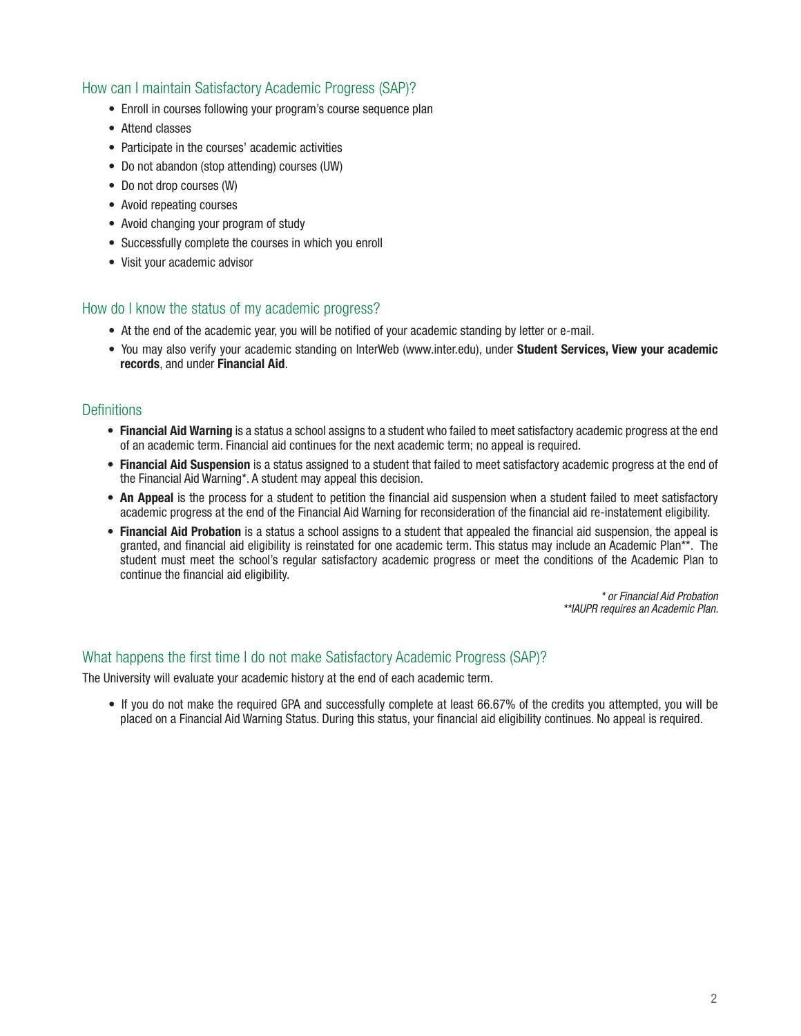## How can I maintain Satisfactory Academic Progress (SAP)?

- Enroll in courses following your program's course sequence plan
- Attend classes
- Participate in the courses' academic activities
- Do not abandon (stop attending) courses (UW)
- Do not drop courses (W)
- Avoid repeating courses
- Avoid changing your program of study
- Successfully complete the courses in which you enroll
- Visit your academic advisor

## How do I know the status of my academic progress?

- At the end of the academic year, you will be notified of your academic standing by letter or e-mail.
- You may also verify your academic standing on InterWeb (www.inter.edu), under **Student Services, View your academic records**, and under **Financial Aid**.

## Definitions

- **Financial Aid Warning** is a status a school assigns to a student who failed to meet satisfactory academic progress at the end of an academic term. Financial aid continues for the next academic term; no appeal is required.
- **Financial Aid Suspension** is a status assigned to a student that failed to meet satisfactory academic progress at the end of the Financial Aid Warning*. A student may appeal this decision.
- **An Appeal** is the process for a student to petition the financial aid suspension when a student failed to meet satisfactory academic progress at the end of the Financial Aid Warning for reconsideration of the financial aid re-instatement eligibility.
- **Financial Aid Probation** is a status a school assigns to a student that appealed the financial aid suspension, the appeal is granted, and financial aid eligibility is reinstated for one academic term. This status may include an Academic Plan**. The student must meet the school's regular satisfactory academic progress or meet the conditions of the Academic Plan to continue the financial aid eligibility.

*\* or Financial Aid Probation*
*\*\*IAUPR requires an Academic Plan.*

## What happens the first time I do not make Satisfactory Academic Progress (SAP)?

The University will evaluate your academic history at the end of each academic term.

- If you do not make the required GPA and successfully complete at least 66.67% of the credits you attempted, you will be placed on a Financial Aid Warning Status. During this status, your financial aid eligibility continues. No appeal is required.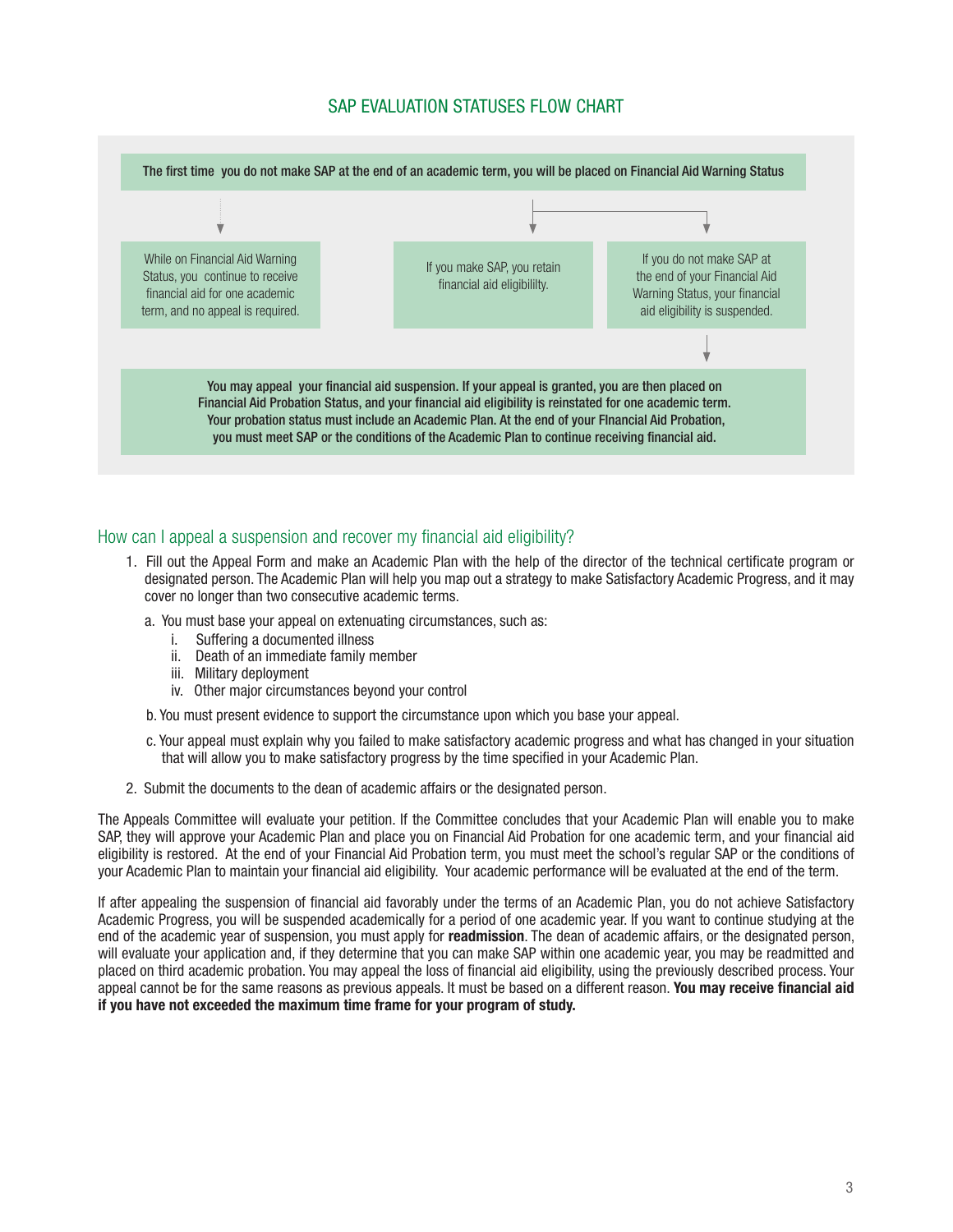## SAP EVALUATION STATUSES FLOW CHART

**The first time you do not make SAP at the end of an academic term, you will be placed on Financial Aid Warning Status**

While on Financial Aid Warning Status, you continue to receive financial aid for one academic term, and no appeal is required.

If you make SAP, you retain financial aid eligibility.

If you do not make SAP at the end of your Financial Aid Warning Status, your financial aid eligibility is suspended.

**You may appeal your financial aid suspension. If your appeal is granted, you are then placed on Financial Aid Probation Status, and your financial aid eligibility is reinstated for one academic term. Your probation status must include an Academic Plan. At the end of your FInancial Aid Probation, you must meet SAP or the conditions of the Academic Plan to continue receiving financial aid.**

## How can I appeal a suspension and recover my financial aid eligibility?

1. Fill out the Appeal Form and make an Academic Plan with the help of the director of the technical certificate program or designated person. The Academic Plan will help you map out a strategy to make Satisfactory Academic Progress, and it may cover no longer than two consecutive academic terms.
   a. You must base your appeal on extenuating circumstances, such as:
      i. Suffering a documented illness
      ii. Death of an immediate family member
      iii. Military deployment
      iv. Other major circumstances beyond your control
   b. You must present evidence to support the circumstance upon which you base your appeal.
   c. Your appeal must explain why you failed to make satisfactory academic progress and what has changed in your situation that will allow you to make satisfactory progress by the time specified in your Academic Plan.
2. Submit the documents to the dean of academic affairs or the designated person.

The Appeals Committee will evaluate your petition. If the Committee concludes that your Academic Plan will enable you to make SAP, they will approve your Academic Plan and place you on Financial Aid Probation for one academic term, and your financial aid eligibility is restored. At the end of your Financial Aid Probation term, you must meet the school's regular SAP or the conditions of your Academic Plan to maintain your financial aid eligibility. Your academic performance will be evaluated at the end of the term.

If after appealing the suspension of financial aid favorably under the terms of an Academic Plan, you do not achieve Satisfactory Academic Progress, you will be suspended academically for a period of one academic year. If you want to continue studying at the end of the academic year of suspension, you must apply for **readmission**. The dean of academic affairs, or the designated person, will evaluate your application and, if they determine that you can make SAP within one academic year, you may be readmitted and placed on third academic probation. You may appeal the loss of financial aid eligibility, using the previously described process. Your appeal cannot be for the same reasons as previous appeals. It must be based on a different reason. **You may receive financial aid if you have not exceeded the maximum time frame for your program of study.**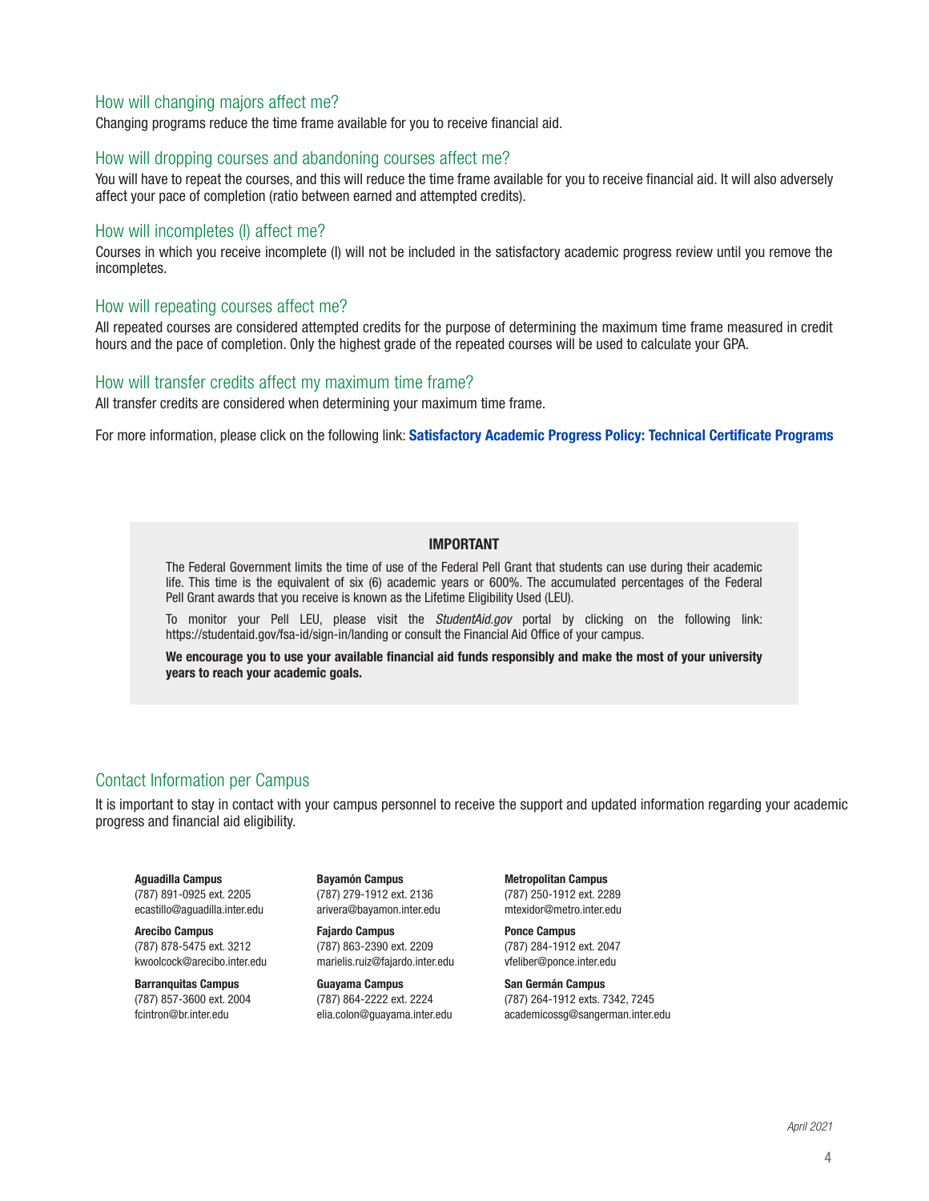## How will changing majors affect me?

Changing programs reduce the time frame available for you to receive financial aid.

## How will dropping courses and abandoning courses affect me?

You will have to repeat the courses, and this will reduce the time frame available for you to receive financial aid. It will also adversely affect your pace of completion (ratio between earned and attempted credits).

## How will incompletes (I) affect me?

Courses in which you receive incomplete (I) will not be included in the satisfactory academic progress review until you remove the incompletes.

## How will repeating courses affect me?

All repeated courses are considered attempted credits for the purpose of determining the maximum time frame measured in credit hours and the pace of completion. Only the highest grade of the repeated courses will be used to calculate your GPA.

## How will transfer credits affect my maximum time frame?

All transfer credits are considered when determining your maximum time frame.

For more information, please click on the following link: **Satisfactory Academic Progress Policy: Technical Certificate Programs**

**IMPORTANT**

The Federal Government limits the time of use of the Federal Pell Grant that students can use during their academic life. This time is the equivalent of six (6) academic years or 600%. The accumulated percentages of the Federal Pell Grant awards that you receive is known as the Lifetime Eligibility Used (LEU).

To monitor your Pell LEU, please visit the *StudentAid.gov* portal by clicking on the following link: https://studentaid.gov/fsa-id/sign-in/landing or consult the Financial Aid Office of your campus.

**We encourage you to use your available financial aid funds responsibly and make the most of your university years to reach your academic goals.**

## Contact Information per Campus

It is important to stay in contact with your campus personnel to receive the support and updated information regarding your academic progress and financial aid eligibility.

**Aguadilla Campus**
(787) 891-0925 ext. 2205
ecastillo@aguadilla.inter.edu

**Arecibo Campus**
(787) 878-5475 ext. 3212
kwoolcock@arecibo.inter.edu

**Barranquitas Campus**
(787) 857-3600 ext. 2004
fcintron@br.inter.edu

**Bayamón Campus**
(787) 279-1912 ext. 2136
arivera@bayamon.inter.edu

**Fajardo Campus**
(787) 863-2390 ext. 2209
marielis.ruiz@fajardo.inter.edu

**Guayama Campus**
(787) 864-2222 ext. 2224
elia.colon@guayama.inter.edu

**Metropolitan Campus**
(787) 250-1912 ext. 2289
mtexidor@metro.inter.edu

**Ponce Campus**
(787) 284-1912 ext. 2047
vfeliber@ponce.inter.edu

**San Germán Campus**
(787) 264-1912 exts. 7342, 7245
academicossg@sangerman.inter.edu

*April 2021*